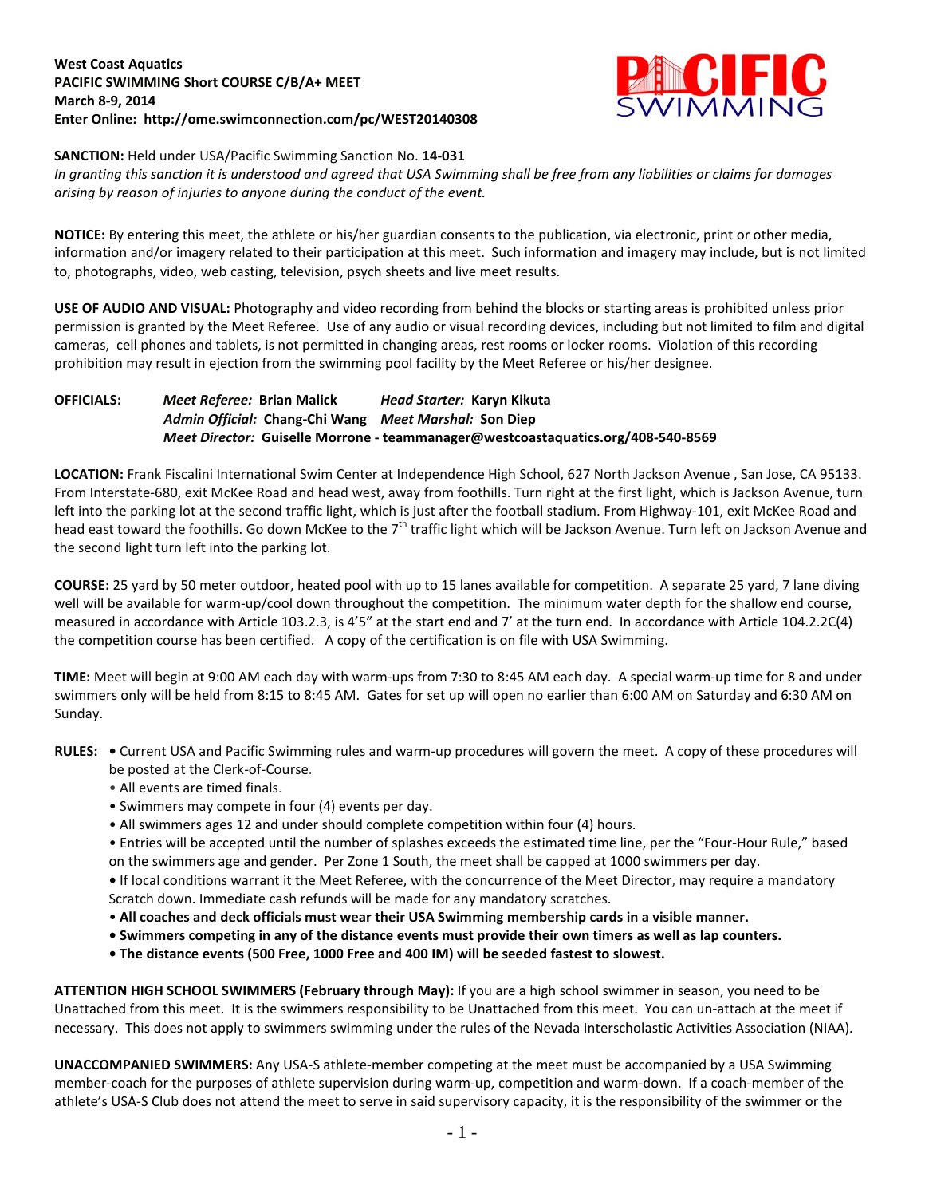**West Coast Aquatics**
**PACIFIC SWIMMING Short COURSE C/B/A+ MEET**
**March 8-9, 2014**
**Enter Online: http://ome.swimconnection.com/pc/WEST20140308**

**SANCTION:** Held under USA/Pacific Swimming Sanction No. **14-031**
*In granting this sanction it is understood and agreed that USA Swimming shall be free from any liabilities or claims for damages arising by reason of injuries to anyone during the conduct of the event.*

**NOTICE:** By entering this meet, the athlete or his/her guardian consents to the publication, via electronic, print or other media, information and/or imagery related to their participation at this meet. Such information and imagery may include, but is not limited to, photographs, video, web casting, television, psych sheets and live meet results.

**USE OF AUDIO AND VISUAL:** Photography and video recording from behind the blocks or starting areas is prohibited unless prior permission is granted by the Meet Referee. Use of any audio or visual recording devices, including but not limited to film and digital cameras, cell phones and tablets, is not permitted in changing areas, rest rooms or locker rooms. Violation of this recording prohibition may result in ejection from the swimming pool facility by the Meet Referee or his/her designee.

**OFFICIALS:** *Meet Referee:* **Brian Malick** *Head Starter:* **Karyn Kikuta**
*Admin Official:* **Chang-Chi Wang** *Meet Marshal:* **Son Diep**
*Meet Director:* **Guiselle Morrone - teammanager@westcoastaquatics.org/408-540-8569**

**LOCATION:** Frank Fiscalini International Swim Center at Independence High School, 627 North Jackson Avenue , San Jose, CA 95133. From Interstate-680, exit McKee Road and head west, away from foothills. Turn right at the first light, which is Jackson Avenue, turn left into the parking lot at the second traffic light, which is just after the football stadium. From Highway-101, exit McKee Road and head east toward the foothills. Go down McKee to the 7th traffic light which will be Jackson Avenue. Turn left on Jackson Avenue and the second light turn left into the parking lot.

**COURSE:** 25 yard by 50 meter outdoor, heated pool with up to 15 lanes available for competition. A separate 25 yard, 7 lane diving well will be available for warm-up/cool down throughout the competition. The minimum water depth for the shallow end course, measured in accordance with Article 103.2.3, is 4'5" at the start end and 7' at the turn end. In accordance with Article 104.2.2C(4) the competition course has been certified. A copy of the certification is on file with USA Swimming.

**TIME:** Meet will begin at 9:00 AM each day with warm-ups from 7:30 to 8:45 AM each day. A special warm-up time for 8 and under swimmers only will be held from 8:15 to 8:45 AM. Gates for set up will open no earlier than 6:00 AM on Saturday and 6:30 AM on Sunday.

**RULES:**
- Current USA and Pacific Swimming rules and warm-up procedures will govern the meet. A copy of these procedures will be posted at the Clerk-of-Course.
- All events are timed finals.
- Swimmers may compete in four (4) events per day.
- All swimmers ages 12 and under should complete competition within four (4) hours.
- Entries will be accepted until the number of splashes exceeds the estimated time line, per the "Four-Hour Rule," based on the swimmers age and gender. Per Zone 1 South, the meet shall be capped at 1000 swimmers per day.
- If local conditions warrant it the Meet Referee, with the concurrence of the Meet Director, may require a mandatory Scratch down. Immediate cash refunds will be made for any mandatory scratches.
- **All coaches and deck officials must wear their USA Swimming membership cards in a visible manner.**
- **Swimmers competing in any of the distance events must provide their own timers as well as lap counters.**
- **The distance events (500 Free, 1000 Free and 400 IM) will be seeded fastest to slowest.**

**ATTENTION HIGH SCHOOL SWIMMERS (February through May):** If you are a high school swimmer in season, you need to be Unattached from this meet. It is the swimmers responsibility to be Unattached from this meet. You can un-attach at the meet if necessary. This does not apply to swimmers swimming under the rules of the Nevada Interscholastic Activities Association (NIAA).

**UNACCOMPANIED SWIMMERS:** Any USA-S athlete-member competing at the meet must be accompanied by a USA Swimming member-coach for the purposes of athlete supervision during warm-up, competition and warm-down. If a coach-member of the athlete's USA-S Club does not attend the meet to serve in said supervisory capacity, it is the responsibility of the swimmer or the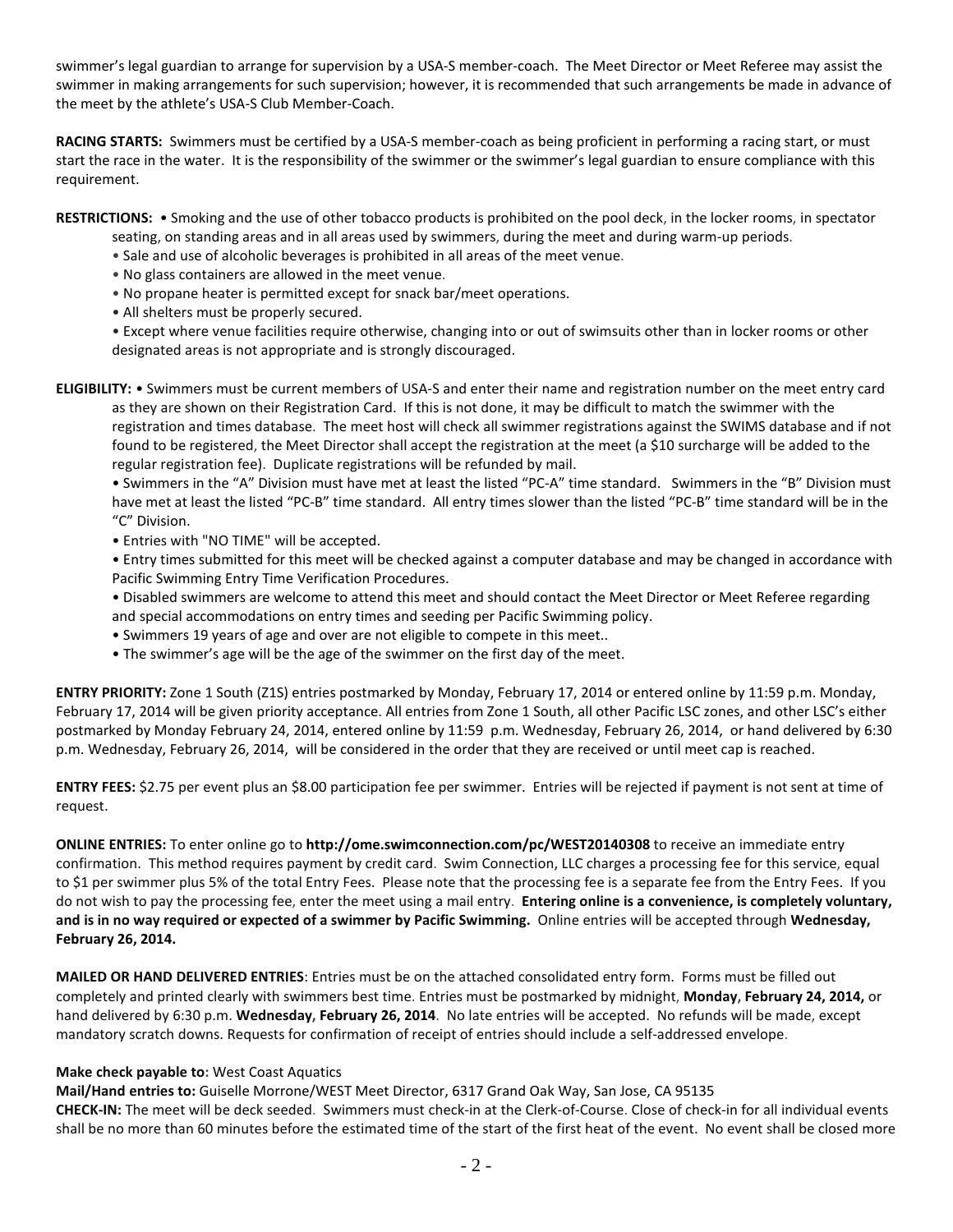swimmer's legal guardian to arrange for supervision by a USA-S member-coach. The Meet Director or Meet Referee may assist the swimmer in making arrangements for such supervision; however, it is recommended that such arrangements be made in advance of the meet by the athlete's USA-S Club Member-Coach.

**RACING STARTS:** Swimmers must be certified by a USA-S member-coach as being proficient in performing a racing start, or must start the race in the water. It is the responsibility of the swimmer or the swimmer's legal guardian to ensure compliance with this requirement.

**RESTRICTIONS:** • Smoking and the use of other tobacco products is prohibited on the pool deck, in the locker rooms, in spectator seating, on standing areas and in all areas used by swimmers, during the meet and during warm-up periods.

• Sale and use of alcoholic beverages is prohibited in all areas of the meet venue.

• No glass containers are allowed in the meet venue.

• No propane heater is permitted except for snack bar/meet operations.

• All shelters must be properly secured.

• Except where venue facilities require otherwise, changing into or out of swimsuits other than in locker rooms or other designated areas is not appropriate and is strongly discouraged.

**ELIGIBILITY:** • Swimmers must be current members of USA-S and enter their name and registration number on the meet entry card as they are shown on their Registration Card. If this is not done, it may be difficult to match the swimmer with the registration and times database. The meet host will check all swimmer registrations against the SWIMS database and if not found to be registered, the Meet Director shall accept the registration at the meet (a $10 surcharge will be added to the regular registration fee). Duplicate registrations will be refunded by mail.

• Swimmers in the "A" Division must have met at least the listed "PC-A" time standard. Swimmers in the "B" Division must have met at least the listed "PC-B" time standard. All entry times slower than the listed "PC-B" time standard will be in the "C" Division.

• Entries with "NO TIME" will be accepted.

• Entry times submitted for this meet will be checked against a computer database and may be changed in accordance with Pacific Swimming Entry Time Verification Procedures.

• Disabled swimmers are welcome to attend this meet and should contact the Meet Director or Meet Referee regarding and special accommodations on entry times and seeding per Pacific Swimming policy.

• Swimmers 19 years of age and over are not eligible to compete in this meet..

• The swimmer's age will be the age of the swimmer on the first day of the meet.

**ENTRY PRIORITY:** Zone 1 South (Z1S) entries postmarked by Monday, February 17, 2014 or entered online by 11:59 p.m. Monday, February 17, 2014 will be given priority acceptance. All entries from Zone 1 South, all other Pacific LSC zones, and other LSC's either postmarked by Monday February 24, 2014, entered online by 11:59 p.m. Wednesday, February 26, 2014, or hand delivered by 6:30 p.m. Wednesday, February 26, 2014, will be considered in the order that they are received or until meet cap is reached.

**ENTRY FEES:** $2.75 per event plus an $8.00 participation fee per swimmer. Entries will be rejected if payment is not sent at time of request.

**ONLINE ENTRIES:** To enter online go to **http://ome.swimconnection.com/pc/WEST20140308** to receive an immediate entry confirmation. This method requires payment by credit card. Swim Connection, LLC charges a processing fee for this service, equal to $1 per swimmer plus 5% of the total Entry Fees. Please note that the processing fee is a separate fee from the Entry Fees. If you do not wish to pay the processing fee, enter the meet using a mail entry. **Entering online is a convenience, is completely voluntary, and is in no way required or expected of a swimmer by Pacific Swimming.** Online entries will be accepted through **Wednesday, February 26, 2014.**

**MAILED OR HAND DELIVERED ENTRIES**: Entries must be on the attached consolidated entry form. Forms must be filled out completely and printed clearly with swimmers best time. Entries must be postmarked by midnight, **Monday, February 24, 2014,** or hand delivered by 6:30 p.m. **Wednesday, February 26, 2014**. No late entries will be accepted. No refunds will be made, except mandatory scratch downs. Requests for confirmation of receipt of entries should include a self-addressed envelope.

**Make check payable to:** West Coast Aquatics

**Mail/Hand entries to:** Guiselle Morrone/WEST Meet Director, 6317 Grand Oak Way, San Jose, CA 95135

**CHECK-IN:** The meet will be deck seeded. Swimmers must check-in at the Clerk-of-Course. Close of check-in for all individual events shall be no more than 60 minutes before the estimated time of the start of the first heat of the event. No event shall be closed more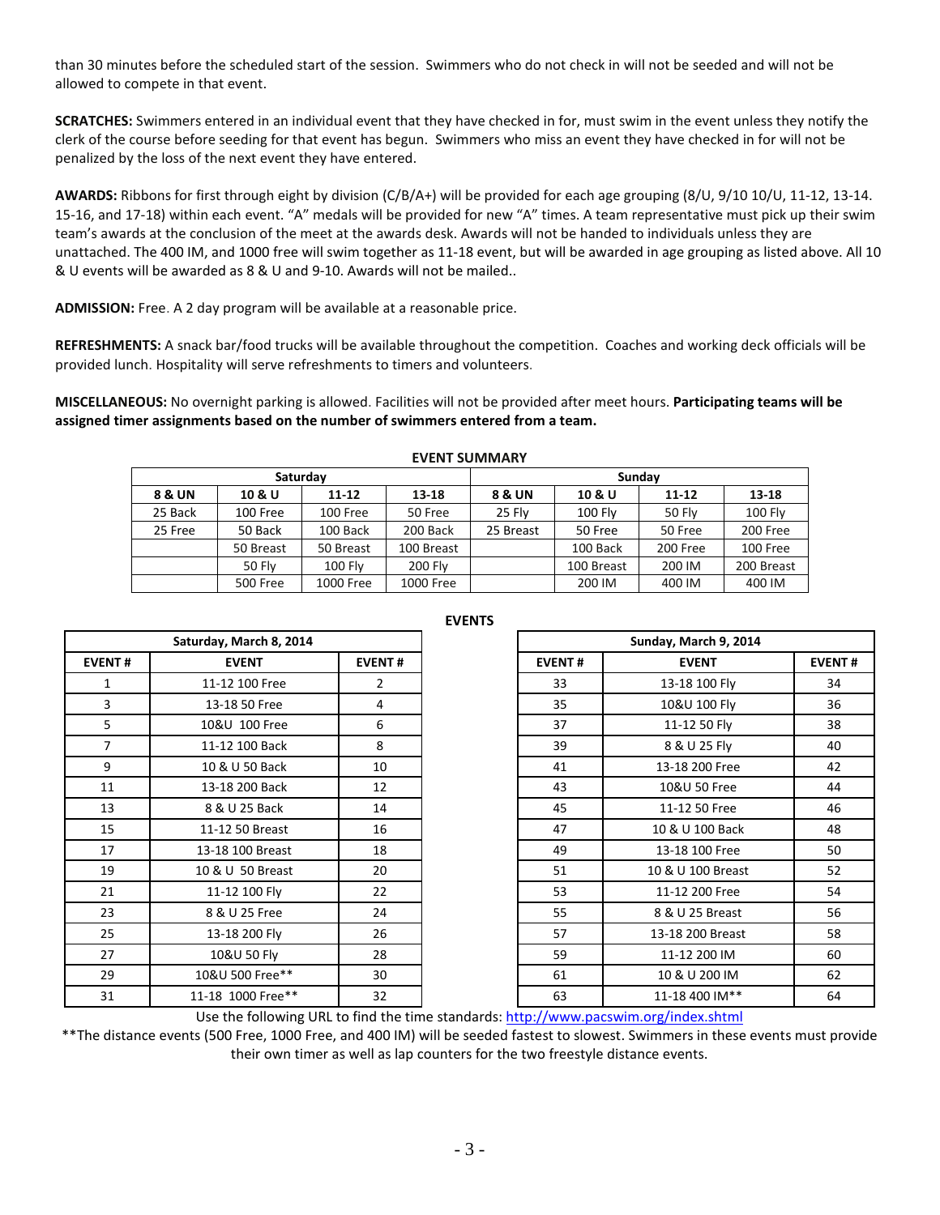than 30 minutes before the scheduled start of the session. Swimmers who do not check in will not be seeded and will not be allowed to compete in that event.

**SCRATCHES:** Swimmers entered in an individual event that they have checked in for, must swim in the event unless they notify the clerk of the course before seeding for that event has begun. Swimmers who miss an event they have checked in for will not be penalized by the loss of the next event they have entered.

**AWARDS:** Ribbons for first through eight by division (C/B/A+) will be provided for each age grouping (8/U, 9/10 10/U, 11-12, 13-14. 15-16, and 17-18) within each event. "A" medals will be provided for new "A" times. A team representative must pick up their swim team's awards at the conclusion of the meet at the awards desk. Awards will not be handed to individuals unless they are unattached. The 400 IM, and 1000 free will swim together as 11-18 event, but will be awarded in age grouping as listed above. All 10 & U events will be awarded as 8 & U and 9-10. Awards will not be mailed..

**ADMISSION:** Free. A 2 day program will be available at a reasonable price.

**REFRESHMENTS:** A snack bar/food trucks will be available throughout the competition. Coaches and working deck officials will be provided lunch. Hospitality will serve refreshments to timers and volunteers.

**MISCELLANEOUS:** No overnight parking is allowed. Facilities will not be provided after meet hours. **Participating teams will be assigned timer assignments based on the number of swimmers entered from a team.**

## EVENT SUMMARY

| Saturday | | | | Sunday | | | |
|---|---|---|---|---|---|---|---|
| **8 & UN** | **10 & U** | **11-12** | **13-18** | **8 & UN** | **10 & U** | **11-12** | **13-18** |
| 25 Back | 100 Free | 100 Free | 50 Free | 25 Fly | 100 Fly | 50 Fly | 100 Fly |
| 25 Free | 50 Back | 100 Back | 200 Back | 25 Breast | 50 Free | 50 Free | 200 Free |
| | 50 Breast | 50 Breast | 100 Breast | | 100 Back | 200 Free | 100 Free |
| | 50 Fly | 100 Fly | 200 Fly | | 100 Breast | 200 IM | 200 Breast |
| | 500 Free | 1000 Free | 1000 Free | | 200 IM | 400 IM | 400 IM |

## EVENTS

| Saturday, March 8, 2014 | | |
|---|---|---|
| **EVENT #** | **EVENT** | **EVENT #** |
| 1 | 11-12 100 Free | 2 |
| 3 | 13-18 50 Free | 4 |
| 5 | 10&U 100 Free | 6 |
| 7 | 11-12 100 Back | 8 |
| 9 | 10 & U 50 Back | 10 |
| 11 | 13-18 200 Back | 12 |
| 13 | 8 & U 25 Back | 14 |
| 15 | 11-12 50 Breast | 16 |
| 17 | 13-18 100 Breast | 18 |
| 19 | 10 & U 50 Breast | 20 |
| 21 | 11-12 100 Fly | 22 |
| 23 | 8 & U 25 Free | 24 |
| 25 | 13-18 200 Fly | 26 |
| 27 | 10&U 50 Fly | 28 |
| 29 | 10&U 500 Free** | 30 |
| 31 | 11-18 1000 Free** | 32 |

| Sunday, March 9, 2014 | | |
|---|---|---|
| **EVENT #** | **EVENT** | **EVENT #** |
| 33 | 13-18 100 Fly | 34 |
| 35 | 10&U 100 Fly | 36 |
| 37 | 11-12 50 Fly | 38 |
| 39 | 8 & U 25 Fly | 40 |
| 41 | 13-18 200 Free | 42 |
| 43 | 10&U 50 Free | 44 |
| 45 | 11-12 50 Free | 46 |
| 47 | 10 & U 100 Back | 48 |
| 49 | 13-18 100 Free | 50 |
| 51 | 10 & U 100 Breast | 52 |
| 53 | 11-12 200 Free | 54 |
| 55 | 8 & U 25 Breast | 56 |
| 57 | 13-18 200 Breast | 58 |
| 59 | 11-12 200 IM | 60 |
| 61 | 10 & U 200 IM | 62 |
| 63 | 11-18 400 IM** | 64 |

Use the following URL to find the time standards: http://www.pacswim.org/index.shtml

**The distance events (500 Free, 1000 Free, and 400 IM) will be seeded fastest to slowest. Swimmers in these events must provide their own timer as well as lap counters for the two freestyle distance events.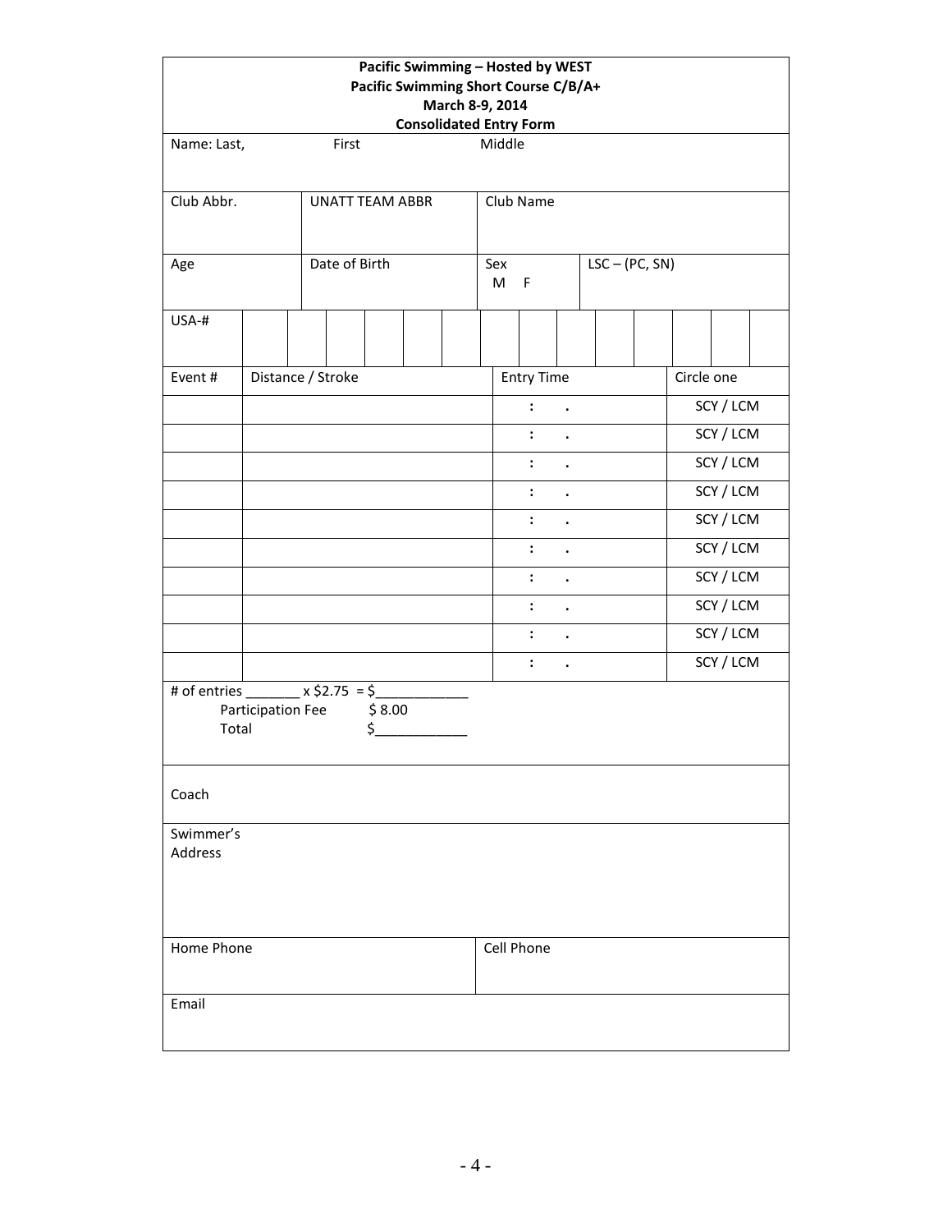**Pacific Swimming – Hosted by WEST**
**Pacific Swimming Short Course C/B/A+**
**March 8-9, 2014**
**Consolidated Entry Form**

| Name: Last, | First | Middle |
|---|---|---|
| | | |

| Club Abbr. | UNATT TEAM ABBR | Club Name |
|---|---|---|
| | | |

| Age | Date of Birth | Sex M F | LSC – (PC, SN) |
|---|---|---|---|
| | | | |

| USA-# | | | | | | | | | | | | | | |
|---|---|---|---|---|---|---|---|---|---|---|---|---|---|---|
| | | | | | | | | | | | | | | |

| Event # | Distance / Stroke | Entry Time | Circle one |
|---|---|---|---|
| | | : . | SCY / LCM |
| | | : . | SCY / LCM |
| | | : . | SCY / LCM |
| | | : . | SCY / LCM |
| | | : . | SCY / LCM |
| | | : . | SCY / LCM |
| | | : . | SCY / LCM |
| | | : . | SCY / LCM |
| | | : . | SCY / LCM |
| | | : . | SCY / LCM |

\# of entries _______ x $2.75 = $____________
Participation Fee $ 8.00
Total $____________

Coach

Swimmer's Address

| Home Phone | Cell Phone |
|---|---|
| | |

Email